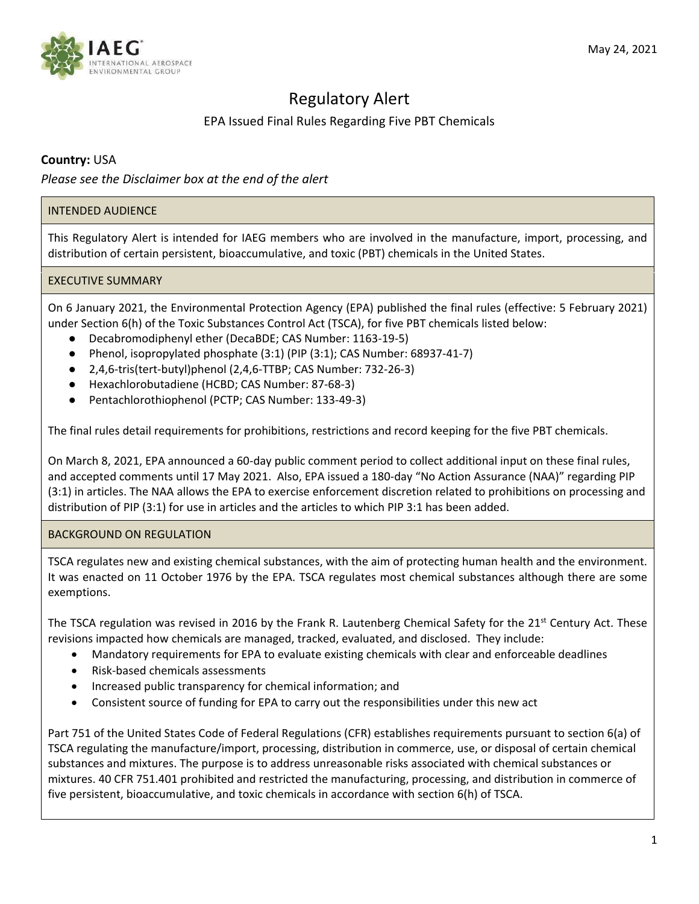May 24, 2021

# Regulatory Alert

## EPA Issued Final Rules Regarding Five PBT Chemicals

**Country:** USA

*Please see the Disclaimer box at the end of the alert*

### INTENDED AUDIENCE

This Regulatory Alert is intended for IAEG members who are involved in the manufacture, import, processing, and distribution of certain persistent, bioaccumulative, and toxic (PBT) chemicals in the United States.

### EXECUTIVE SUMMARY

On 6 January 2021, the Environmental Protection Agency (EPA) published the final rules (effective: 5 February 2021) under Section 6(h) of the Toxic Substances Control Act (TSCA), for five PBT chemicals listed below:

- Decabromodiphenyl ether (DecaBDE; CAS Number: 1163-19-5)
- Phenol, isopropylated phosphate (3:1) (PIP (3:1); CAS Number: 68937-41-7)
- 2,4,6-tris(tert-butyl)phenol (2,4,6-TTBP; CAS Number: 732-26-3)
- Hexachlorobutadiene (HCBD; CAS Number: 87-68-3)
- Pentachlorothiophenol (PCTP; CAS Number: 133-49-3)

The final rules detail requirements for prohibitions, restrictions and record keeping for the five PBT chemicals.

On March 8, 2021, EPA announced a 60-day public comment period to collect additional input on these final rules, and accepted comments until 17 May 2021. Also, EPA issued a 180-day "No Action Assurance (NAA)" regarding PIP (3:1) in articles. The NAA allows the EPA to exercise enforcement discretion related to prohibitions on processing and distribution of PIP (3:1) for use in articles and the articles to which PIP 3:1 has been added.

### BACKGROUND ON REGULATION

TSCA regulates new and existing chemical substances, with the aim of protecting human health and the environment. It was enacted on 11 October 1976 by the EPA. TSCA regulates most chemical substances although there are some exemptions.

The TSCA regulation was revised in 2016 by the Frank R. Lautenberg Chemical Safety for the 21st Century Act. These revisions impacted how chemicals are managed, tracked, evaluated, and disclosed. They include:

- Mandatory requirements for EPA to evaluate existing chemicals with clear and enforceable deadlines
- Risk-based chemicals assessments
- Increased public transparency for chemical information; and
- Consistent source of funding for EPA to carry out the responsibilities under this new act

Part 751 of the United States Code of Federal Regulations (CFR) establishes requirements pursuant to section 6(a) of TSCA regulating the manufacture/import, processing, distribution in commerce, use, or disposal of certain chemical substances and mixtures. The purpose is to address unreasonable risks associated with chemical substances or mixtures. 40 CFR 751.401 prohibited and restricted the manufacturing, processing, and distribution in commerce of five persistent, bioaccumulative, and toxic chemicals in accordance with section 6(h) of TSCA.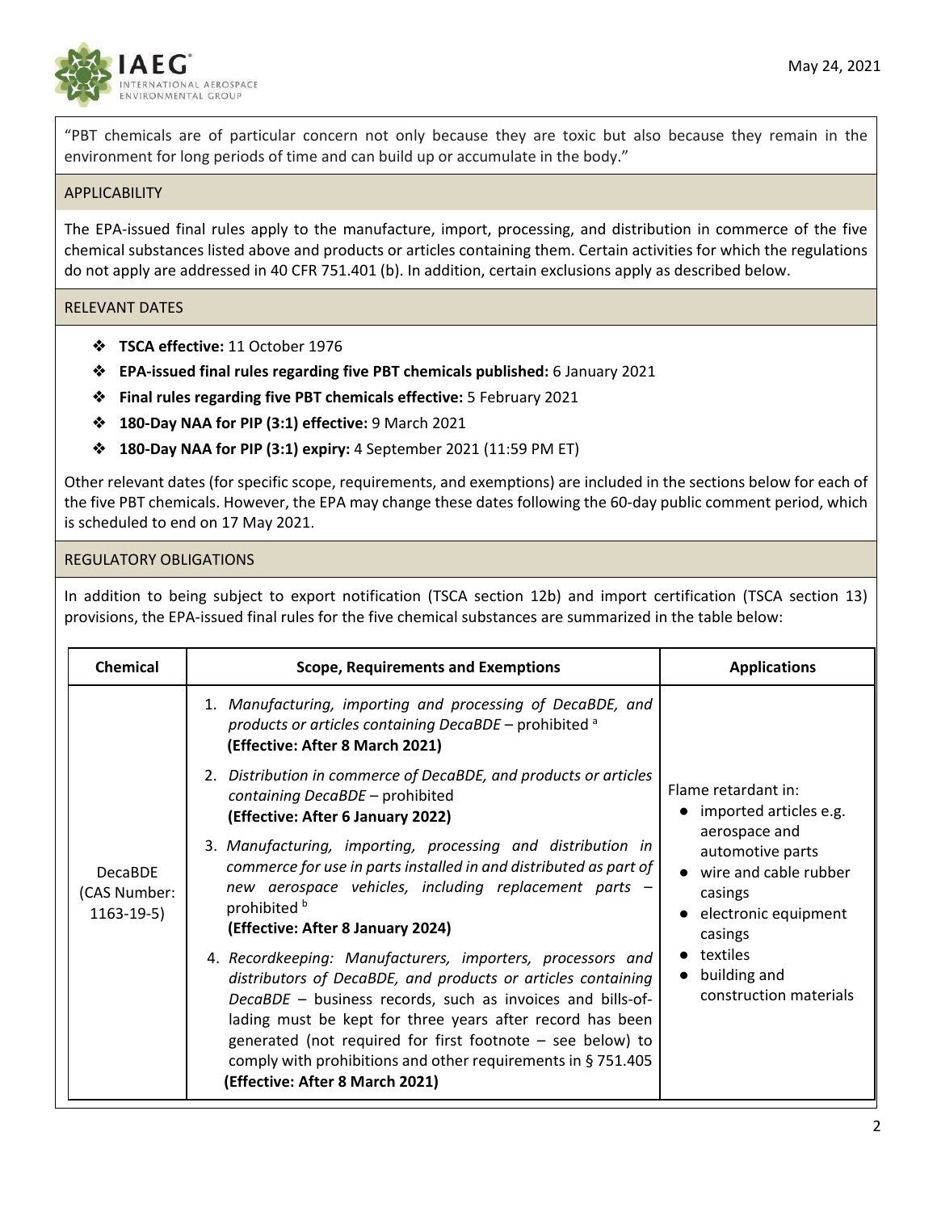"PBT chemicals are of particular concern not only because they are toxic but also because they remain in the environment for long periods of time and can build up or accumulate in the body."

## APPLICABILITY

The EPA-issued final rules apply to the manufacture, import, processing, and distribution in commerce of the five chemical substances listed above and products or articles containing them. Certain activities for which the regulations do not apply are addressed in 40 CFR 751.401 (b). In addition, certain exclusions apply as described below.

## RELEVANT DATES

- **TSCA effective:** 11 October 1976
- **EPA-issued final rules regarding five PBT chemicals published:** 6 January 2021
- **Final rules regarding five PBT chemicals effective:** 5 February 2021
- **180-Day NAA for PIP (3:1) effective:** 9 March 2021
- **180-Day NAA for PIP (3:1) expiry:** 4 September 2021 (11:59 PM ET)

Other relevant dates (for specific scope, requirements, and exemptions) are included in the sections below for each of the five PBT chemicals. However, the EPA may change these dates following the 60-day public comment period, which is scheduled to end on 17 May 2021.

## REGULATORY OBLIGATIONS

In addition to being subject to export notification (TSCA section 12b) and import certification (TSCA section 13) provisions, the EPA-issued final rules for the five chemical substances are summarized in the table below:

| Chemical | Scope, Requirements and Exemptions | Applications |
|---|---|---|
| DecaBDE (CAS Number: 1163-19-5) | 1. *Manufacturing, importing and processing of DecaBDE, and products or articles containing DecaBDE* – prohibited [a] **(Effective: After 8 March 2021)**<br>2. *Distribution in commerce of DecaBDE, and products or articles containing DecaBDE* – prohibited **(Effective: After 6 January 2022)**<br>3. *Manufacturing, importing, processing and distribution in commerce for use in parts installed in and distributed as part of new aerospace vehicles, including replacement parts* – prohibited [b] **(Effective: After 8 January 2024)**<br>4. *Recordkeeping: Manufacturers, importers, processors and distributors of DecaBDE, and products or articles containing DecaBDE* – business records, such as invoices and bills-of-lading must be kept for three years after record has been generated (not required for first footnote – see below) to comply with prohibitions and other requirements in § 751.405 **(Effective: After 8 March 2021)** | Flame retardant in:<br>● imported articles e.g. aerospace and automotive parts<br>● wire and cable rubber casings<br>● electronic equipment casings<br>● textiles<br>● building and construction materials |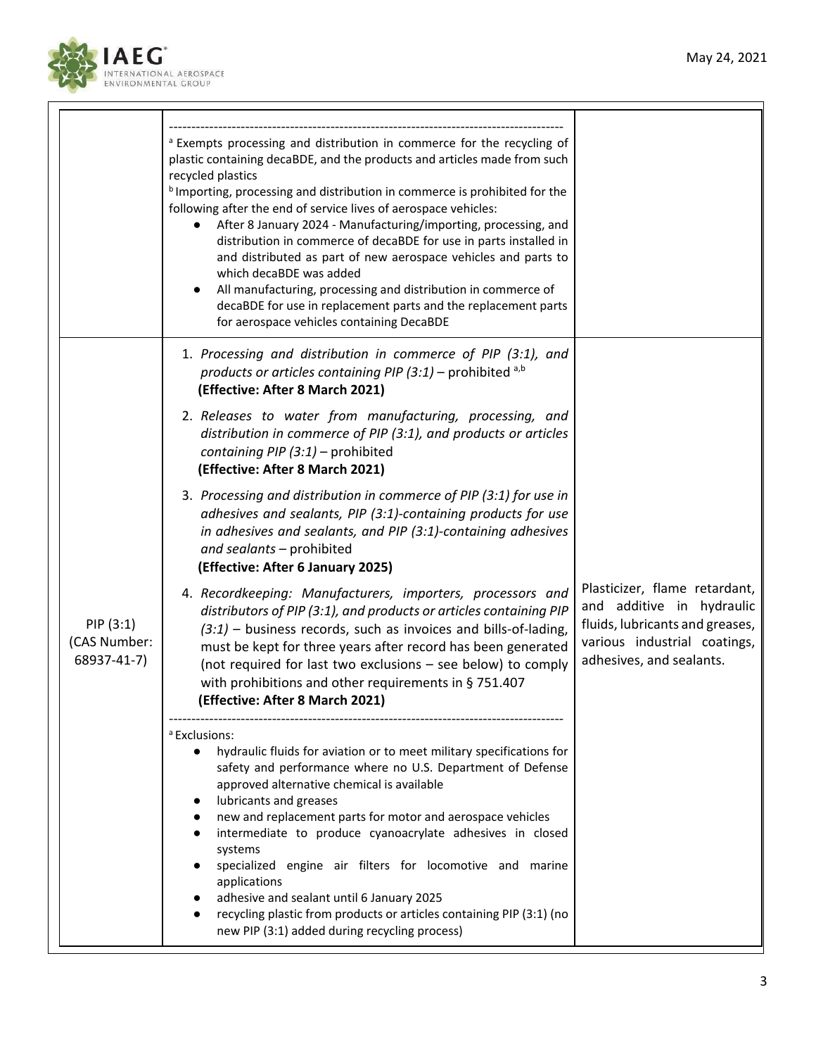| | | |
|---|---|---|
| | ----------------------------------------------------------------------------------------<br>[a] Exempts processing and distribution in commerce for the recycling of plastic containing decaBDE, and the products and articles made from such recycled plastics<br>[b] Importing, processing and distribution in commerce is prohibited for the following after the end of service lives of aerospace vehicles:<br>• After 8 January 2024 - Manufacturing/importing, processing, and distribution in commerce of decaBDE for use in parts installed in and distributed as part of new aerospace vehicles and parts to which decaBDE was added<br>• All manufacturing, processing and distribution in commerce of decaBDE for use in replacement parts and the replacement parts for aerospace vehicles containing DecaBDE | |
| PIP (3:1) (CAS Number: 68937-41-7) | 1. *Processing and distribution in commerce of PIP (3:1), and products or articles containing PIP (3:1)* – prohibited [a,b] **(Effective: After 8 March 2021)**<br>2. *Releases to water from manufacturing, processing, and distribution in commerce of PIP (3:1), and products or articles containing PIP (3:1)* – prohibited **(Effective: After 8 March 2021)**<br>3. *Processing and distribution in commerce of PIP (3:1) for use in adhesives and sealants, PIP (3:1)-containing products for use in adhesives and sealants, and PIP (3:1)-containing adhesives and sealants* – prohibited **(Effective: After 6 January 2025)**<br>4. *Recordkeeping: Manufacturers, importers, processors and distributors of PIP (3:1), and products or articles containing PIP (3:1)* – business records, such as invoices and bills-of-lading, must be kept for three years after record has been generated (not required for last two exclusions – see below) to comply with prohibitions and other requirements in § 751.407 **(Effective: After 8 March 2021)**<br>----------------------------------------------------------------------------------------<br>[a] Exclusions:<br>• hydraulic fluids for aviation or to meet military specifications for safety and performance where no U.S. Department of Defense approved alternative chemical is available<br>• lubricants and greases<br>• new and replacement parts for motor and aerospace vehicles<br>• intermediate to produce cyanoacrylate adhesives in closed systems<br>• specialized engine air filters for locomotive and marine applications<br>• adhesive and sealant until 6 January 2025<br>• recycling plastic from products or articles containing PIP (3:1) (no new PIP (3:1) added during recycling process) | Plasticizer, flame retardant, and additive in hydraulic fluids, lubricants and greases, various industrial coatings, adhesives, and sealants. |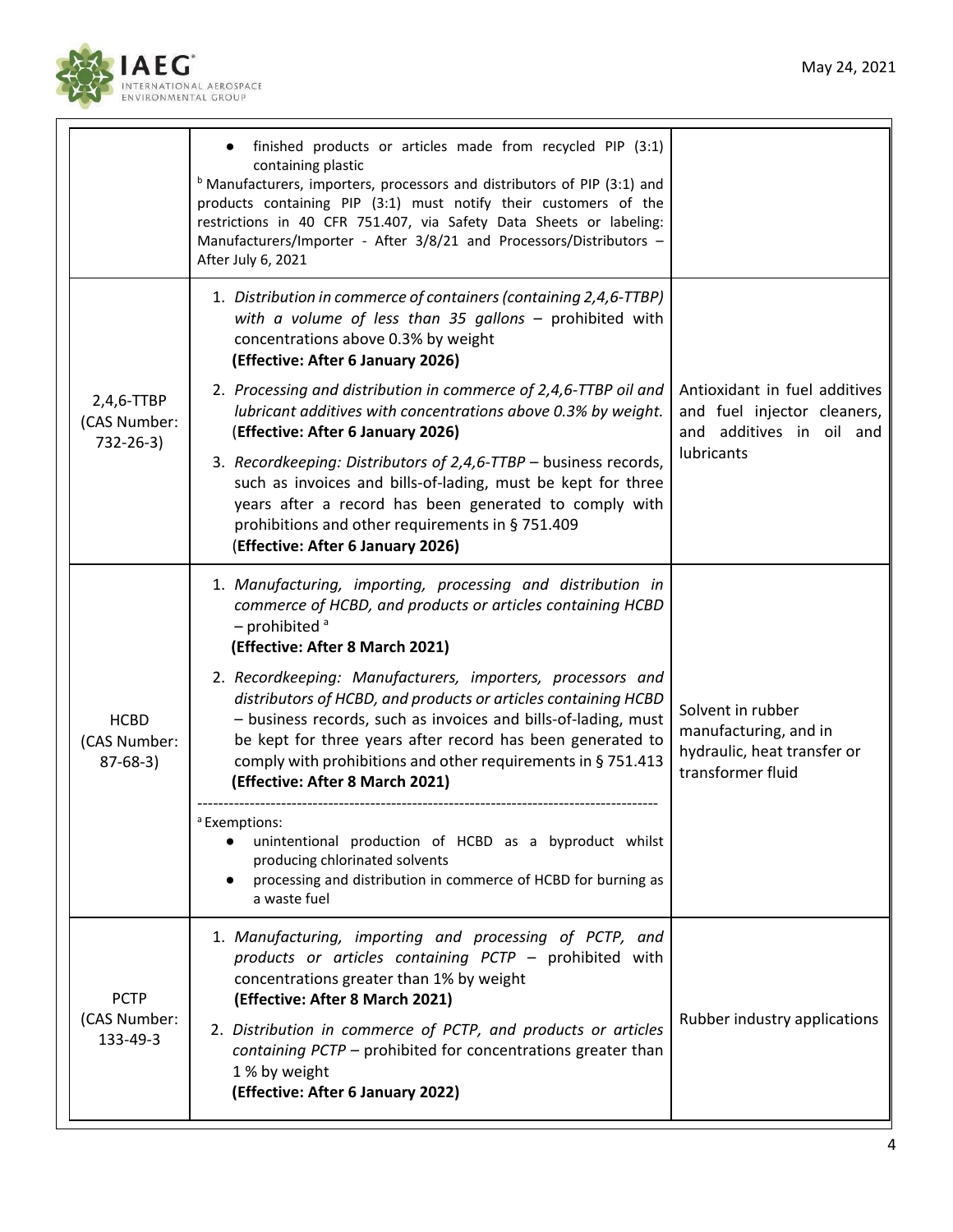| | | |
|---|---|---|
| | ● finished products or articles made from recycled PIP (3:1) containing plastic<br>[b] Manufacturers, importers, processors and distributors of PIP (3:1) and products containing PIP (3:1) must notify their customers of the restrictions in 40 CFR 751.407, via Safety Data Sheets or labeling: Manufacturers/Importer - After 3/8/21 and Processors/Distributors – After July 6, 2021 | |
| 2,4,6-TTBP (CAS Number: 732-26-3) | 1. *Distribution in commerce of containers (containing 2,4,6-TTBP) with a volume of less than 35 gallons* – prohibited with concentrations above 0.3% by weight **(Effective: After 6 January 2026)**<br>2. *Processing and distribution in commerce of 2,4,6-TTBP oil and lubricant additives with concentrations above 0.3% by weight.* (**Effective: After 6 January 2026)**<br>3. *Recordkeeping: Distributors of 2,4,6-TTBP* – business records, such as invoices and bills-of-lading, must be kept for three years after a record has been generated to comply with prohibitions and other requirements in § 751.409 (**Effective: After 6 January 2026)** | Antioxidant in fuel additives and fuel injector cleaners, and additives in oil and lubricants |
| HCBD (CAS Number: 87-68-3) | 1. *Manufacturing, importing, processing and distribution in commerce of HCBD, and products or articles containing HCBD* – prohibited [a] **(Effective: After 8 March 2021)**<br>2. *Recordkeeping: Manufacturers, importers, processors and distributors of HCBD, and products or articles containing HCBD* – business records, such as invoices and bills-of-lading, must be kept for three years after record has been generated to comply with prohibitions and other requirements in § 751.413 **(Effective: After 8 March 2021)**<br>---<br>[a] Exemptions:<br>● unintentional production of HCBD as a byproduct whilst producing chlorinated solvents<br>● processing and distribution in commerce of HCBD for burning as a waste fuel | Solvent in rubber manufacturing, and in hydraulic, heat transfer or transformer fluid |
| PCTP (CAS Number: 133-49-3 | 1. *Manufacturing, importing and processing of PCTP, and products or articles containing PCTP* – prohibited with concentrations greater than 1% by weight **(Effective: After 8 March 2021)**<br>2. *Distribution in commerce of PCTP, and products or articles containing PCTP* – prohibited for concentrations greater than 1 % by weight **(Effective: After 6 January 2022)** | Rubber industry applications |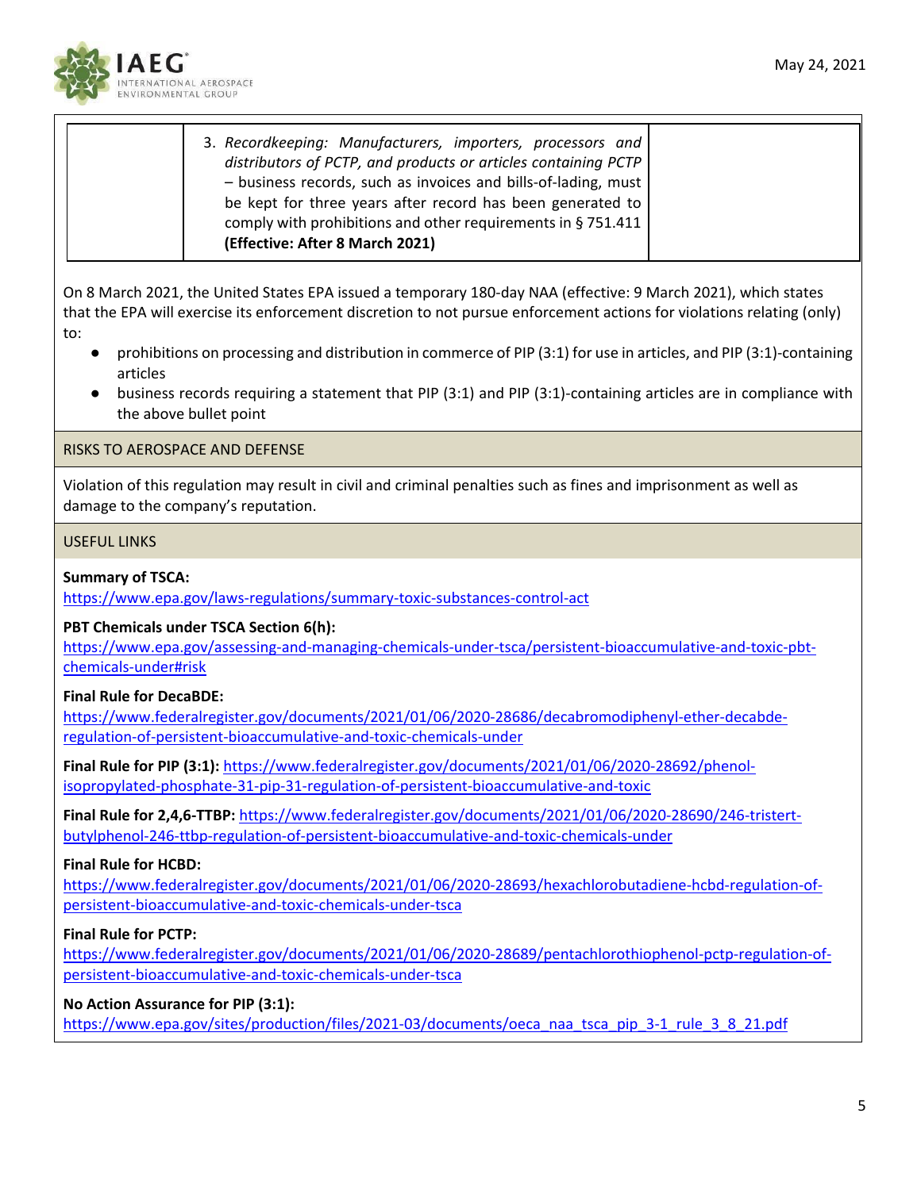| | | |
|---|---|---|
| | 3. *Recordkeeping: Manufacturers, importers, processors and distributors of PCTP, and products or articles containing PCTP* – business records, such as invoices and bills-of-lading, must be kept for three years after record has been generated to comply with prohibitions and other requirements in § 751.411 **(Effective: After 8 March 2021)** | |

On 8 March 2021, the United States EPA issued a temporary 180-day NAA (effective: 9 March 2021), which states that the EPA will exercise its enforcement discretion to not pursue enforcement actions for violations relating (only) to:

- prohibitions on processing and distribution in commerce of PIP (3:1) for use in articles, and PIP (3:1)-containing articles
- business records requiring a statement that PIP (3:1) and PIP (3:1)-containing articles are in compliance with the above bullet point

## RISKS TO AEROSPACE AND DEFENSE

Violation of this regulation may result in civil and criminal penalties such as fines and imprisonment as well as damage to the company's reputation.

## USEFUL LINKS

**Summary of TSCA:**
https://www.epa.gov/laws-regulations/summary-toxic-substances-control-act

**PBT Chemicals under TSCA Section 6(h):**
https://www.epa.gov/assessing-and-managing-chemicals-under-tsca/persistent-bioaccumulative-and-toxic-pbt-chemicals-under#risk

**Final Rule for DecaBDE:**
https://www.federalregister.gov/documents/2021/01/06/2020-28686/decabromodiphenyl-ether-decabde-regulation-of-persistent-bioaccumulative-and-toxic-chemicals-under

**Final Rule for PIP (3:1):** https://www.federalregister.gov/documents/2021/01/06/2020-28692/phenol-isopropylated-phosphate-31-pip-31-regulation-of-persistent-bioaccumulative-and-toxic

**Final Rule for 2,4,6-TTBP:** https://www.federalregister.gov/documents/2021/01/06/2020-28690/246-tristert-butylphenol-246-ttbp-regulation-of-persistent-bioaccumulative-and-toxic-chemicals-under

**Final Rule for HCBD:**
https://www.federalregister.gov/documents/2021/01/06/2020-28693/hexachlorobutadiene-hcbd-regulation-of-persistent-bioaccumulative-and-toxic-chemicals-under-tsca

**Final Rule for PCTP:**
https://www.federalregister.gov/documents/2021/01/06/2020-28689/pentachlorothiophenol-pctp-regulation-of-persistent-bioaccumulative-and-toxic-chemicals-under-tsca

**No Action Assurance for PIP (3:1):**
https://www.epa.gov/sites/production/files/2021-03/documents/oeca_naa_tsca_pip_3-1_rule_3_8_21.pdf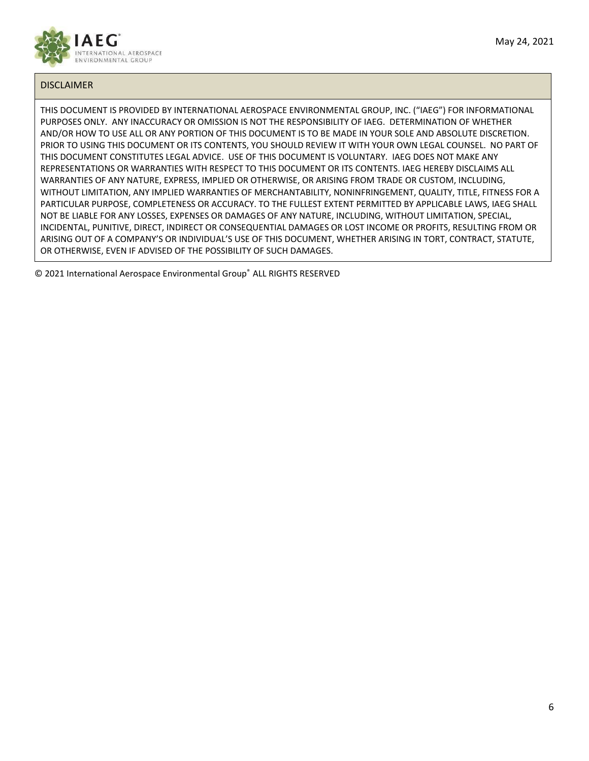## DISCLAIMER

THIS DOCUMENT IS PROVIDED BY INTERNATIONAL AEROSPACE ENVIRONMENTAL GROUP, INC. ("IAEG") FOR INFORMATIONAL PURPOSES ONLY. ANY INACCURACY OR OMISSION IS NOT THE RESPONSIBILITY OF IAEG. DETERMINATION OF WHETHER AND/OR HOW TO USE ALL OR ANY PORTION OF THIS DOCUMENT IS TO BE MADE IN YOUR SOLE AND ABSOLUTE DISCRETION. PRIOR TO USING THIS DOCUMENT OR ITS CONTENTS, YOU SHOULD REVIEW IT WITH YOUR OWN LEGAL COUNSEL. NO PART OF THIS DOCUMENT CONSTITUTES LEGAL ADVICE. USE OF THIS DOCUMENT IS VOLUNTARY. IAEG DOES NOT MAKE ANY REPRESENTATIONS OR WARRANTIES WITH RESPECT TO THIS DOCUMENT OR ITS CONTENTS. IAEG HEREBY DISCLAIMS ALL WARRANTIES OF ANY NATURE, EXPRESS, IMPLIED OR OTHERWISE, OR ARISING FROM TRADE OR CUSTOM, INCLUDING, WITHOUT LIMITATION, ANY IMPLIED WARRANTIES OF MERCHANTABILITY, NONINFRINGEMENT, QUALITY, TITLE, FITNESS FOR A PARTICULAR PURPOSE, COMPLETENESS OR ACCURACY. TO THE FULLEST EXTENT PERMITTED BY APPLICABLE LAWS, IAEG SHALL NOT BE LIABLE FOR ANY LOSSES, EXPENSES OR DAMAGES OF ANY NATURE, INCLUDING, WITHOUT LIMITATION, SPECIAL, INCIDENTAL, PUNITIVE, DIRECT, INDIRECT OR CONSEQUENTIAL DAMAGES OR LOST INCOME OR PROFITS, RESULTING FROM OR ARISING OUT OF A COMPANY'S OR INDIVIDUAL'S USE OF THIS DOCUMENT, WHETHER ARISING IN TORT, CONTRACT, STATUTE, OR OTHERWISE, EVEN IF ADVISED OF THE POSSIBILITY OF SUCH DAMAGES.

© 2021 International Aerospace Environmental Group® ALL RIGHTS RESERVED